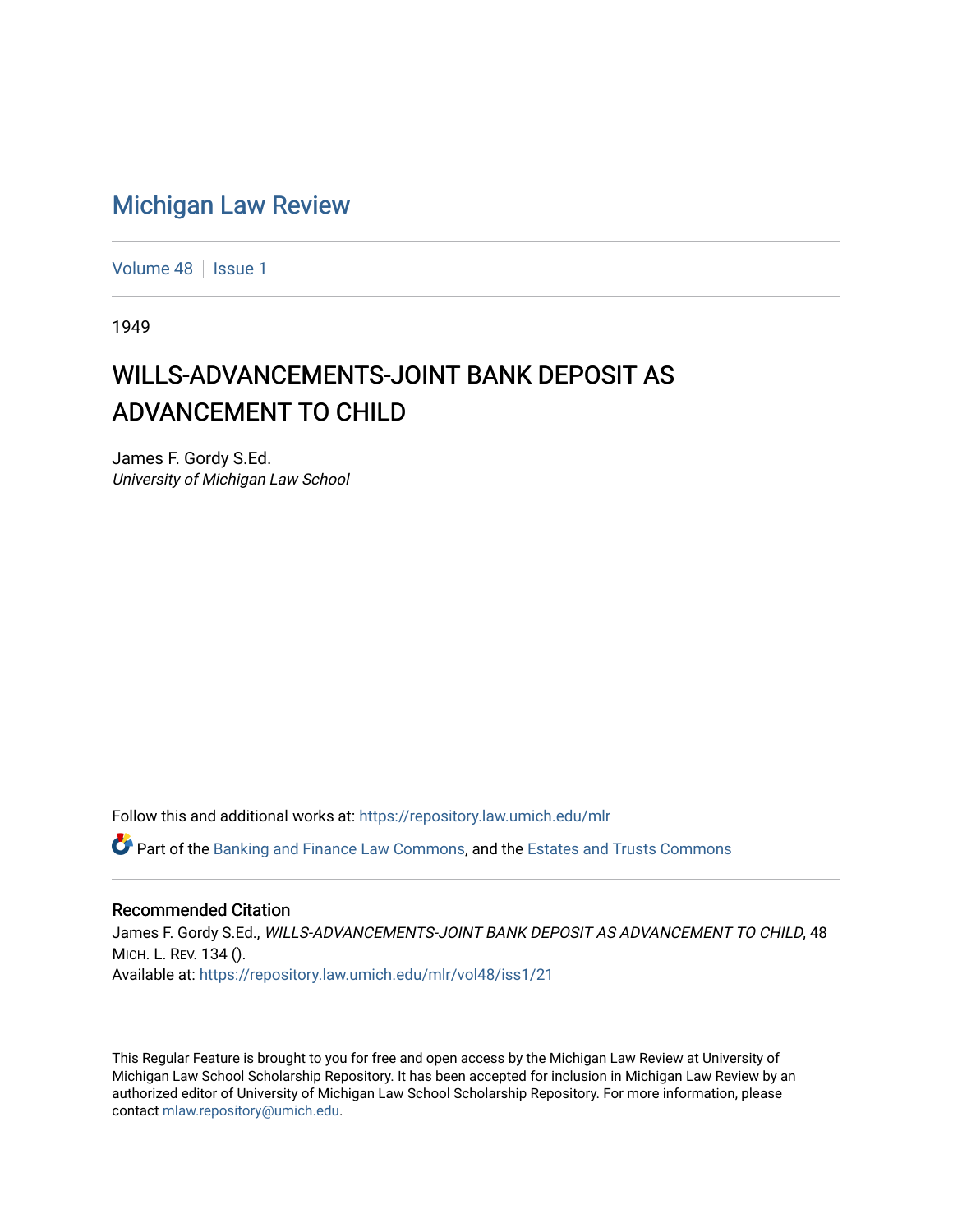# Michigan Law Review

Volume 48 | Issue 1

1949

## WILLS-ADVANCEMENTS-JOINT BANK DEPOSIT AS ADVANCEMENT TO CHILD

James F. Gordy S.Ed.
*University of Michigan Law School*

Follow this and additional works at: https://repository.law.umich.edu/mlr

Part of the Banking and Finance Law Commons, and the Estates and Trusts Commons

### Recommended Citation

James F. Gordy S.Ed., *WILLS-ADVANCEMENTS-JOINT BANK DEPOSIT AS ADVANCEMENT TO CHILD*, 48 MICH. L. REV. 134 ().
Available at: https://repository.law.umich.edu/mlr/vol48/iss1/21

This Regular Feature is brought to you for free and open access by the Michigan Law Review at University of Michigan Law School Scholarship Repository. It has been accepted for inclusion in Michigan Law Review by an authorized editor of University of Michigan Law School Scholarship Repository. For more information, please contact mlaw.repository@umich.edu.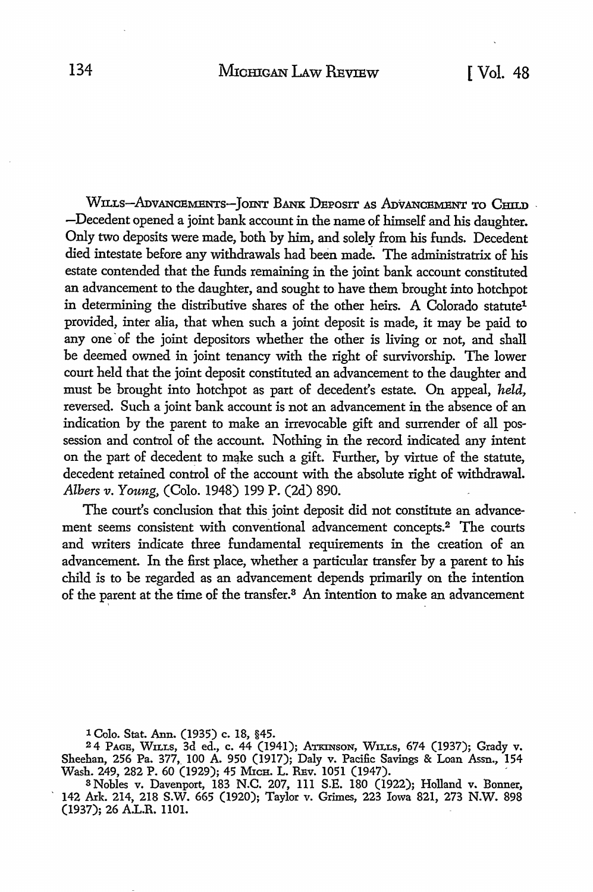WILLS—ADVANCEMENTS—JOINT BANK DEPOSIT AS ADVANCEMENT TO CHILD —Decedent opened a joint bank account in the name of himself and his daughter. Only two deposits were made, both by him, and solely from his funds. Decedent died intestate before any withdrawals had been made. The administratrix of his estate contended that the funds remaining in the joint bank account constituted an advancement to the daughter, and sought to have them brought into hotchpot in determining the distributive shares of the other heirs. A Colorado statute[1] provided, inter alia, that when such a joint deposit is made, it may be paid to any one of the joint depositors whether the other is living or not, and shall be deemed owned in joint tenancy with the right of survivorship. The lower court held that the joint deposit constituted an advancement to the daughter and must be brought into hotchpot as part of decedent's estate. On appeal, *held*, reversed. Such a joint bank account is not an advancement in the absence of an indication by the parent to make an irrevocable gift and surrender of all possession and control of the account. Nothing in the record indicated any intent on the part of decedent to make such a gift. Further, by virtue of the statute, decedent retained control of the account with the absolute right of withdrawal. *Albers v. Young*, (Colo. 1948) 199 P. (2d) 890.

The court's conclusion that this joint deposit did not constitute an advancement seems consistent with conventional advancement concepts.[2] The courts and writers indicate three fundamental requirements in the creation of an advancement. In the first place, whether a particular transfer by a parent to his child is to be regarded as an advancement depends primarily on the intention of the parent at the time of the transfer.[3] An intention to make an advancement

---

[1] Colo. Stat. Ann. (1935) c. 18, §45.

[2] 4 PAGE, WILLS, 3d ed., c. 44 (1941); ATKINSON, WILLS, 674 (1937); Grady v. Sheehan, 256 Pa. 377, 100 A. 950 (1917); Daly v. Pacific Savings & Loan Assn., 154 Wash. 249, 282 P. 60 (1929); 45 MICH. L. REV. 1051 (1947).

[3] Nobles v. Davenport, 183 N.C. 207, 111 S.E. 180 (1922); Holland v. Bonner, 142 Ark. 214, 218 S.W. 665 (1920); Taylor v. Grimes, 223 Iowa 821, 273 N.W. 898 (1937); 26 A.L.R. 1101.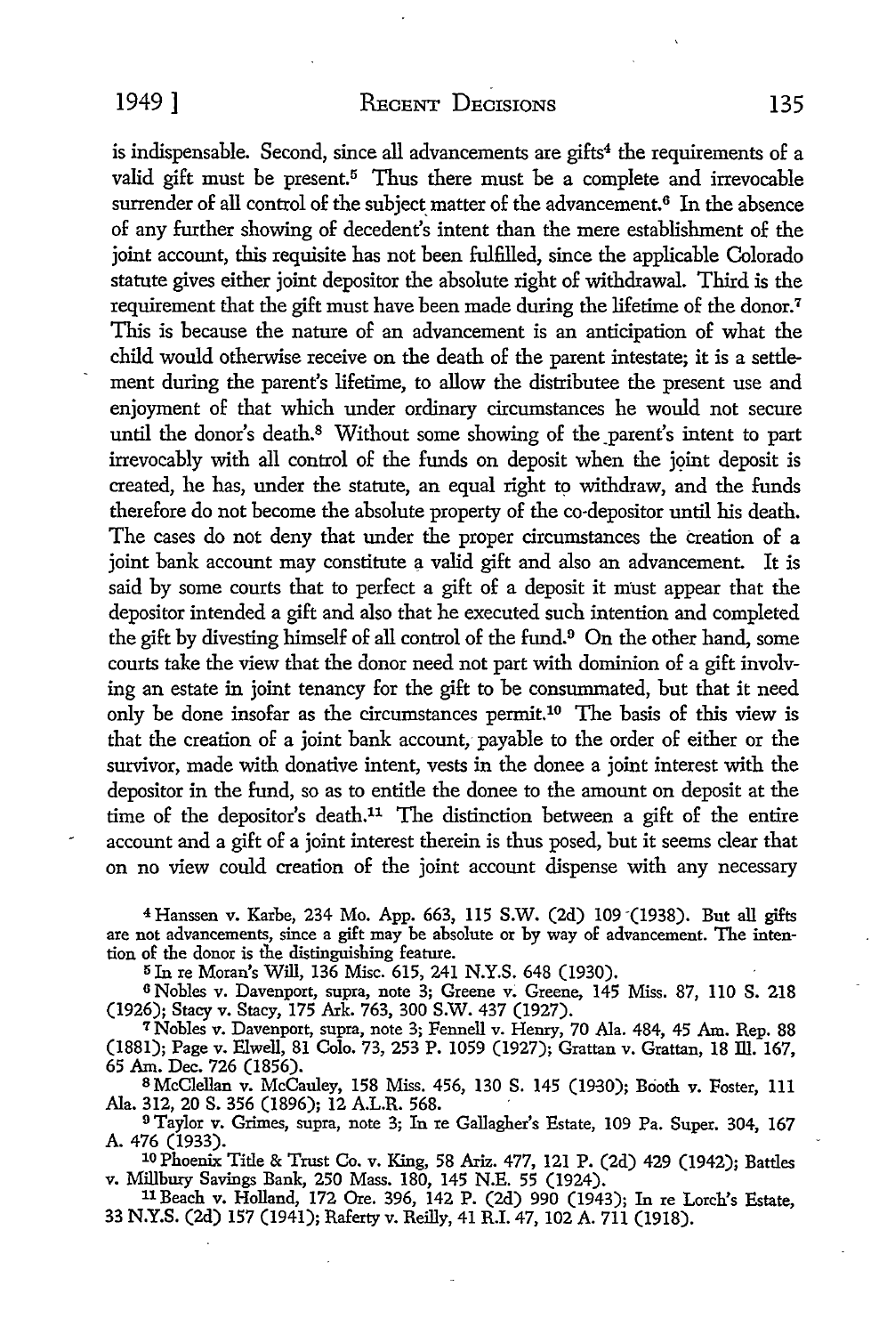is indispensable. Second, since all advancements are gifts[4] the requirements of a valid gift must be present.[5] Thus there must be a complete and irrevocable surrender of all control of the subject matter of the advancement.[6] In the absence of any further showing of decedent's intent than the mere establishment of the joint account, this requisite has not been fulfilled, since the applicable Colorado statute gives either joint depositor the absolute right of withdrawal. Third is the requirement that the gift must have been made during the lifetime of the donor.[7] This is because the nature of an advancement is an anticipation of what the child would otherwise receive on the death of the parent intestate; it is a settlement during the parent's lifetime, to allow the distributee the present use and enjoyment of that which under ordinary circumstances he would not secure until the donor's death.[8] Without some showing of the parent's intent to part irrevocably with all control of the funds on deposit when the joint deposit is created, he has, under the statute, an equal right to withdraw, and the funds therefore do not become the absolute property of the co-depositor until his death. The cases do not deny that under the proper circumstances the creation of a joint bank account may constitute a valid gift and also an advancement. It is said by some courts that to perfect a gift of a deposit it must appear that the depositor intended a gift and also that he executed such intention and completed the gift by divesting himself of all control of the fund.[9] On the other hand, some courts take the view that the donor need not part with dominion of a gift involving an estate in joint tenancy for the gift to be consummated, but that it need only be done insofar as the circumstances permit.[10] The basis of this view is that the creation of a joint bank account, payable to the order of either or the survivor, made with donative intent, vests in the donee a joint interest with the depositor in the fund, so as to entitle the donee to the amount on deposit at the time of the depositor's death.[11] The distinction between a gift of the entire account and a gift of a joint interest therein is thus posed, but it seems clear that on no view could creation of the joint account dispense with any necessary

[4] Hanssen v. Karbe, 234 Mo. App. 663, 115 S.W. (2d) 109 (1938). But all gifts are not advancements, since a gift may be absolute or by way of advancement. The intention of the donor is the distinguishing feature.

[5] In re Moran's Will, 136 Misc. 615, 241 N.Y.S. 648 (1930).

[6] Nobles v. Davenport, supra, note 3; Greene v. Greene, 145 Miss. 87, 110 S. 218 (1926); Stacy v. Stacy, 175 Ark. 763, 300 S.W. 437 (1927).

[7] Nobles v. Davenport, supra, note 3; Fennell v. Henry, 70 Ala. 484, 45 Am. Rep. 88 (1881); Page v. Elwell, 81 Colo. 73, 253 P. 1059 (1927); Grattan v. Grattan, 18 Ill. 167, 65 Am. Dec. 726 (1856).

[8] McClellan v. McCauley, 158 Miss. 456, 130 S. 145 (1930); Booth v. Foster, 111 Ala. 312, 20 S. 356 (1896); 12 A.L.R. 568.

[9] Taylor v. Grimes, supra, note 3; In re Gallagher's Estate, 109 Pa. Super. 304, 167 A. 476 (1933).

[10] Phoenix Title & Trust Co. v. King, 58 Ariz. 477, 121 P. (2d) 429 (1942); Battles v. Millbury Savings Bank, 250 Mass. 180, 145 N.E. 55 (1924).

[11] Beach v. Holland, 172 Ore. 396, 142 P. (2d) 990 (1943); In re Lorch's Estate, 33 N.Y.S. (2d) 157 (1941); Raferty v. Reilly, 41 R.I. 47, 102 A. 711 (1918).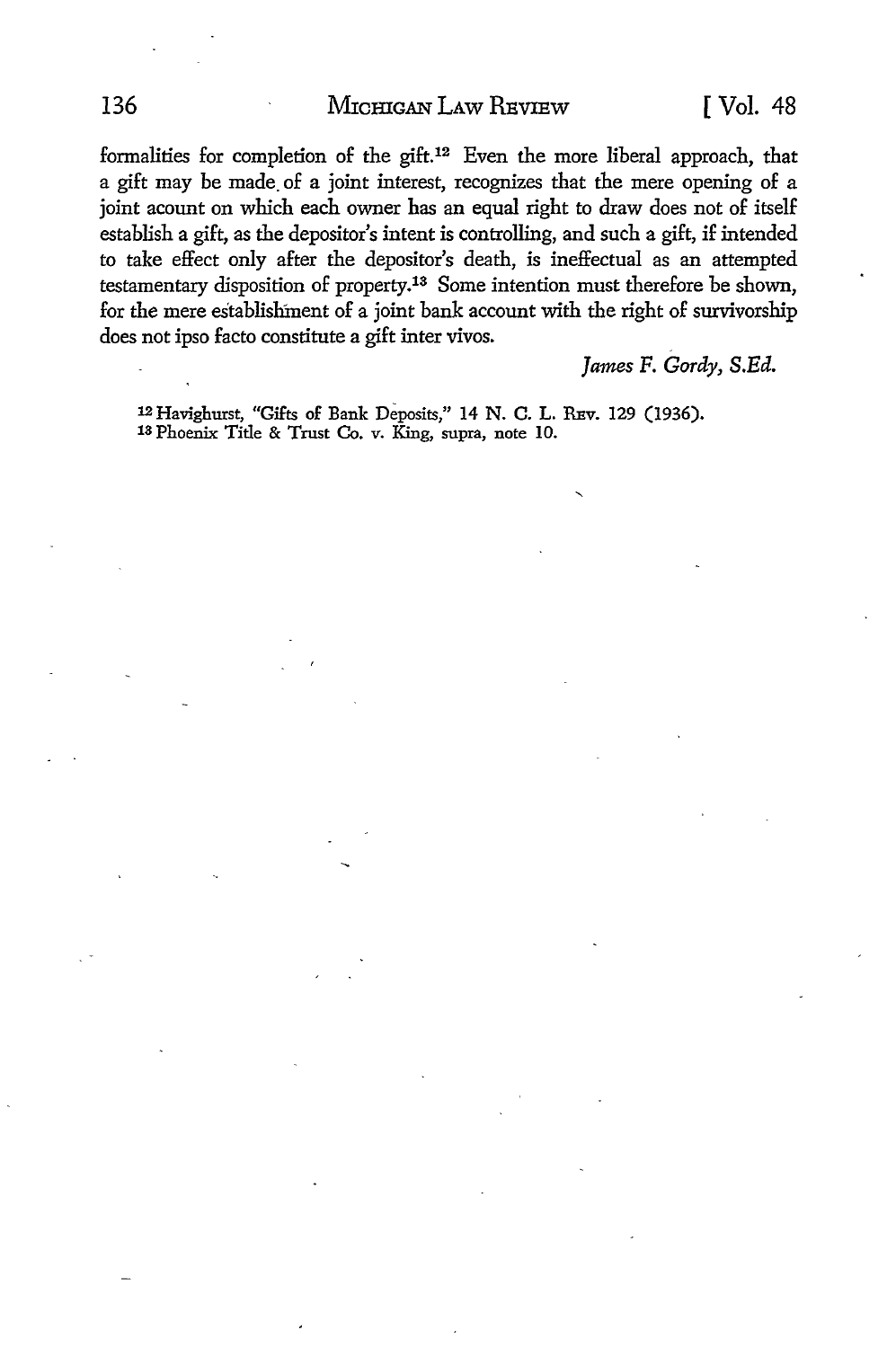formalities for completion of the gift.[12] Even the more liberal approach, that a gift may be made of a joint interest, recognizes that the mere opening of a joint acount on which each owner has an equal right to draw does not of itself establish a gift, as the depositor's intent is controlling, and such a gift, if intended to take effect only after the depositor's death, is ineffectual as an attempted testamentary disposition of property.[13] Some intention must therefore be shown, for the mere establishment of a joint bank account with the right of survivorship does not ipso facto constitute a gift inter vivos.

*James F. Gordy, S.Ed.*

[12] Havighurst, "Gifts of Bank Deposits," 14 N. C. L. Rev. 129 (1936).

[13] Phoenix Title & Trust Co. v. King, supra, note 10.